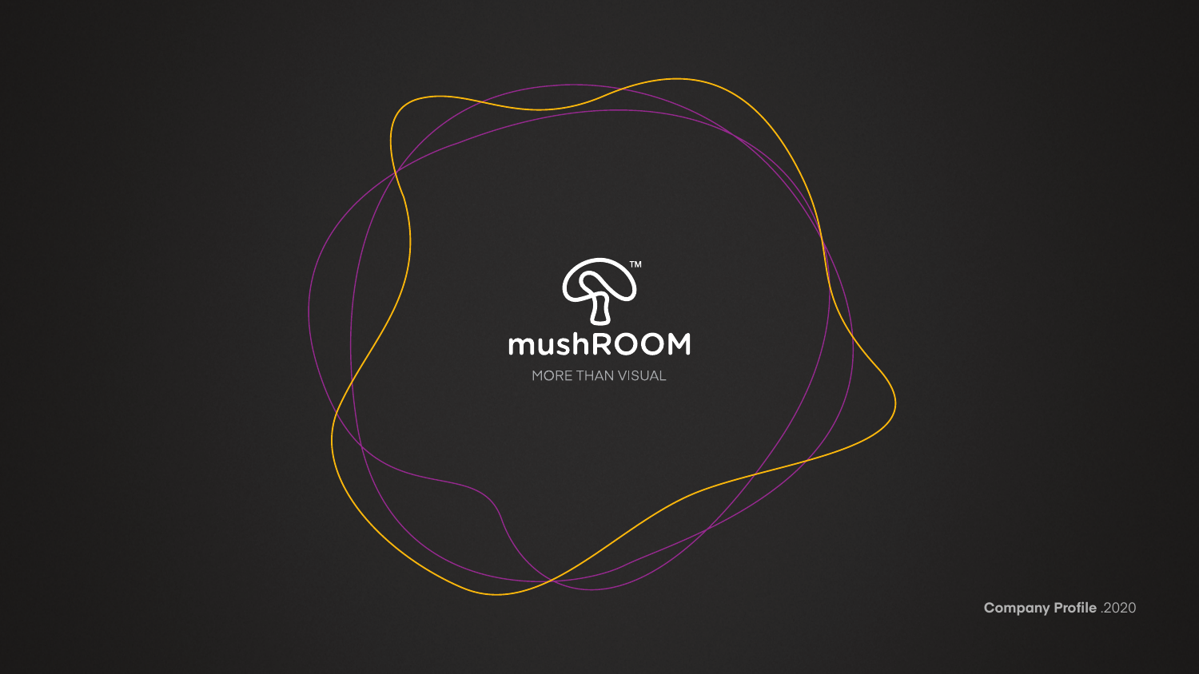# mushROOM™

MORE THAN VISUAL

**Company Profile** .2020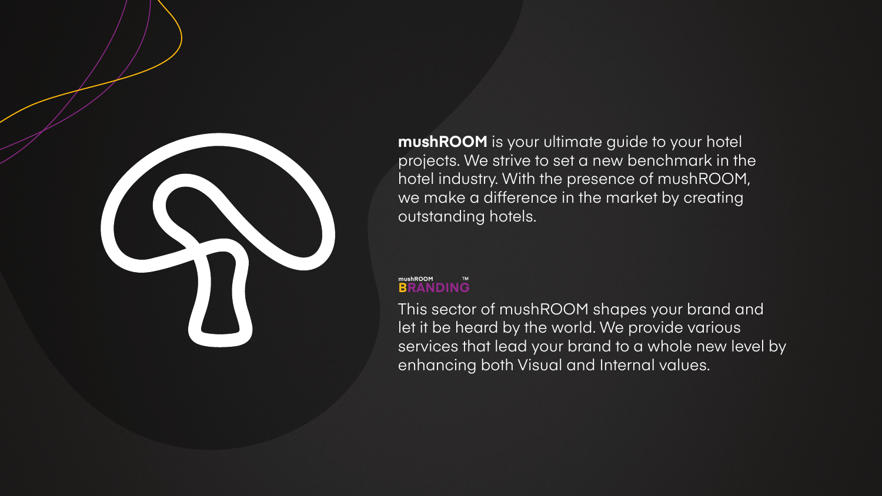**mushROOM** is your ultimate guide to your hotel projects. We strive to set a new benchmark in the hotel industry. With the presence of mushROOM, we make a difference in the market by creating outstanding hotels.

mushROOM **BRANDING**™

This sector of mushROOM shapes your brand and let it be heard by the world. We provide various services that lead your brand to a whole new level by enhancing both Visual and Internal values.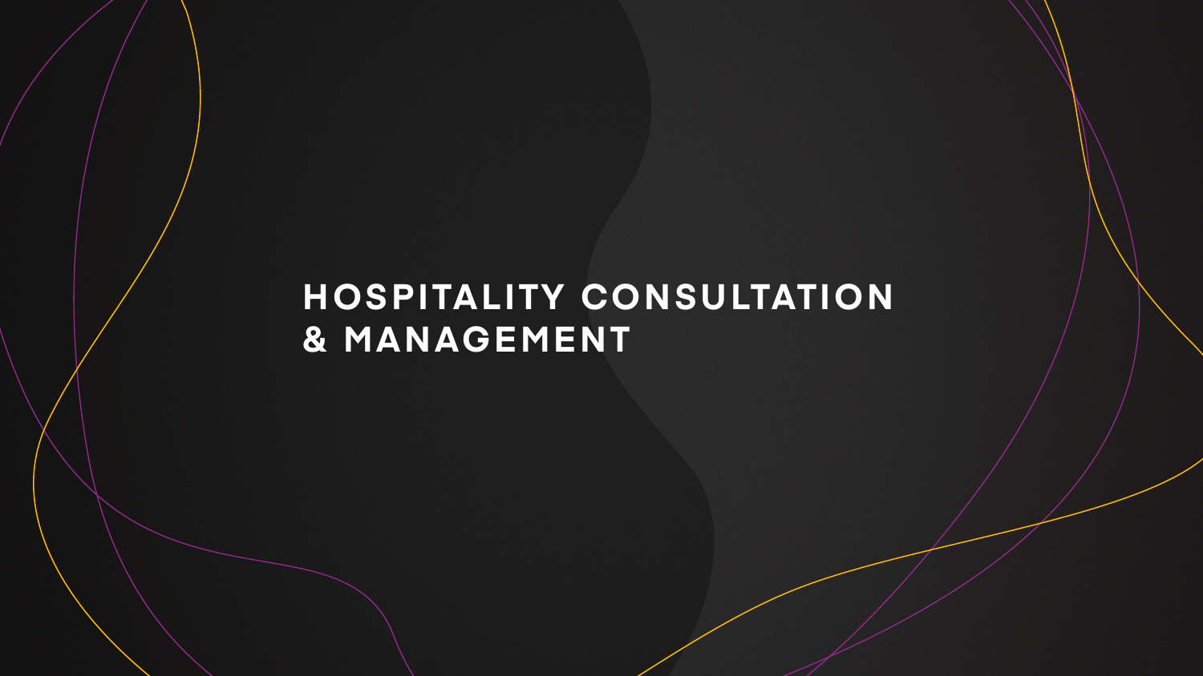# HOSPITALITY CONSULTATION & MANAGEMENT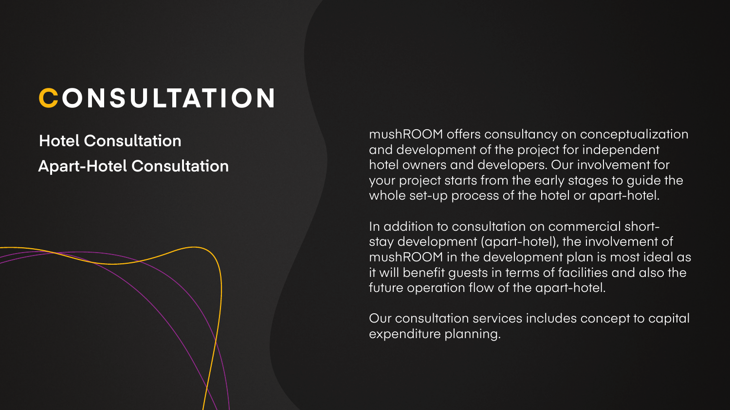# CONSULTATION

**Hotel Consultation**

**Apart-Hotel Consultation**

mushROOM offers consultancy on conceptualization and development of the project for independent hotel owners and developers. Our involvement for your project starts from the early stages to guide the whole set-up process of the hotel or apart-hotel.

In addition to consultation on commercial short-stay development (apart-hotel), the involvement of mushROOM in the development plan is most ideal as it will benefit guests in terms of facilities and also the future operation flow of the apart-hotel.

Our consultation services includes concept to capital expenditure planning.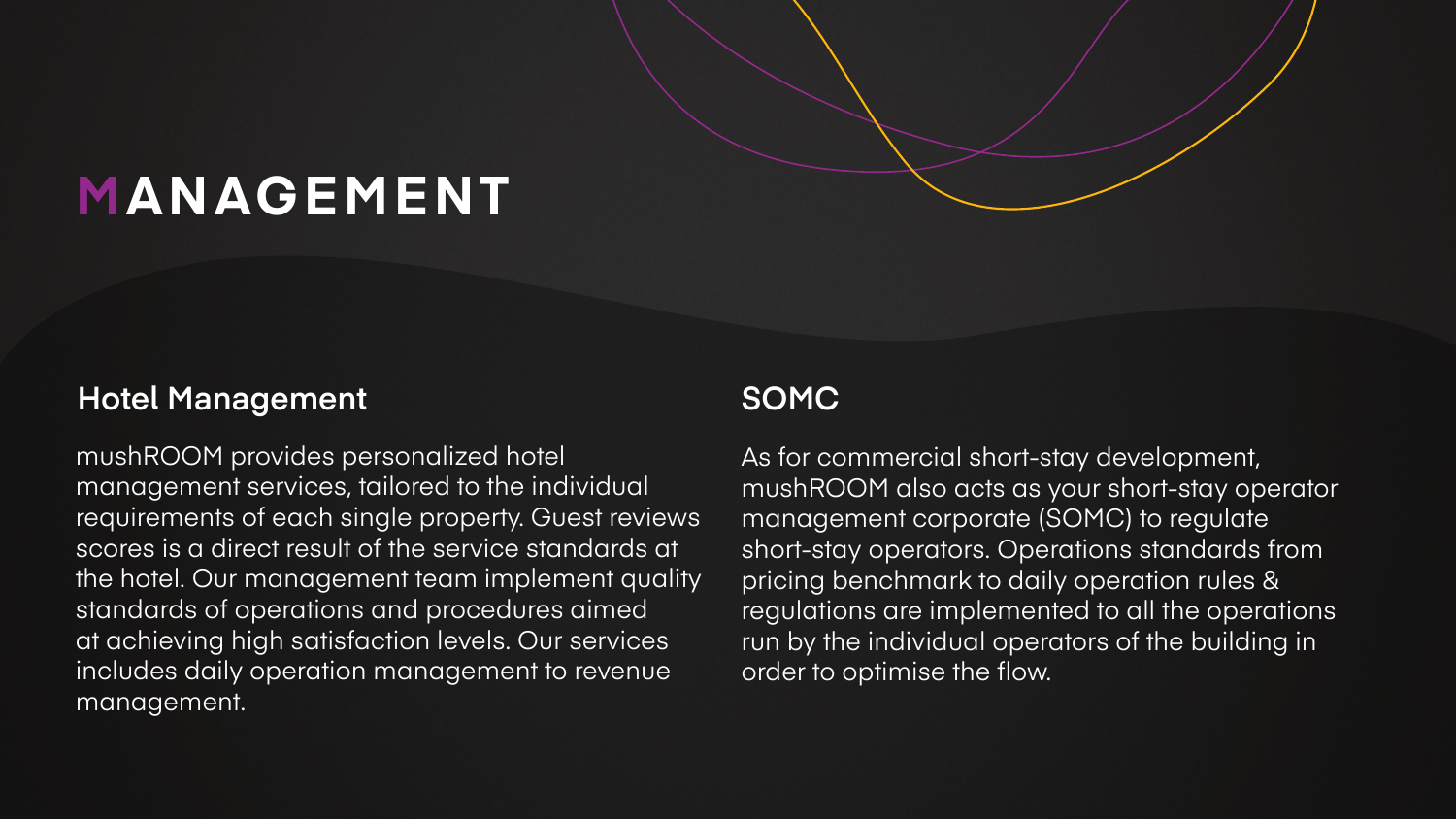# MANAGEMENT

## Hotel Management

mushROOM provides personalized hotel management services, tailored to the individual requirements of each single property. Guest reviews scores is a direct result of the service standards at the hotel. Our management team implement quality standards of operations and procedures aimed at achieving high satisfaction levels. Our services includes daily operation management to revenue management.

## SOMC

As for commercial short-stay development, mushROOM also acts as your short-stay operator management corporate (SOMC) to regulate short-stay operators. Operations standards from pricing benchmark to daily operation rules & regulations are implemented to all the operations run by the individual operators of the building in order to optimise the flow.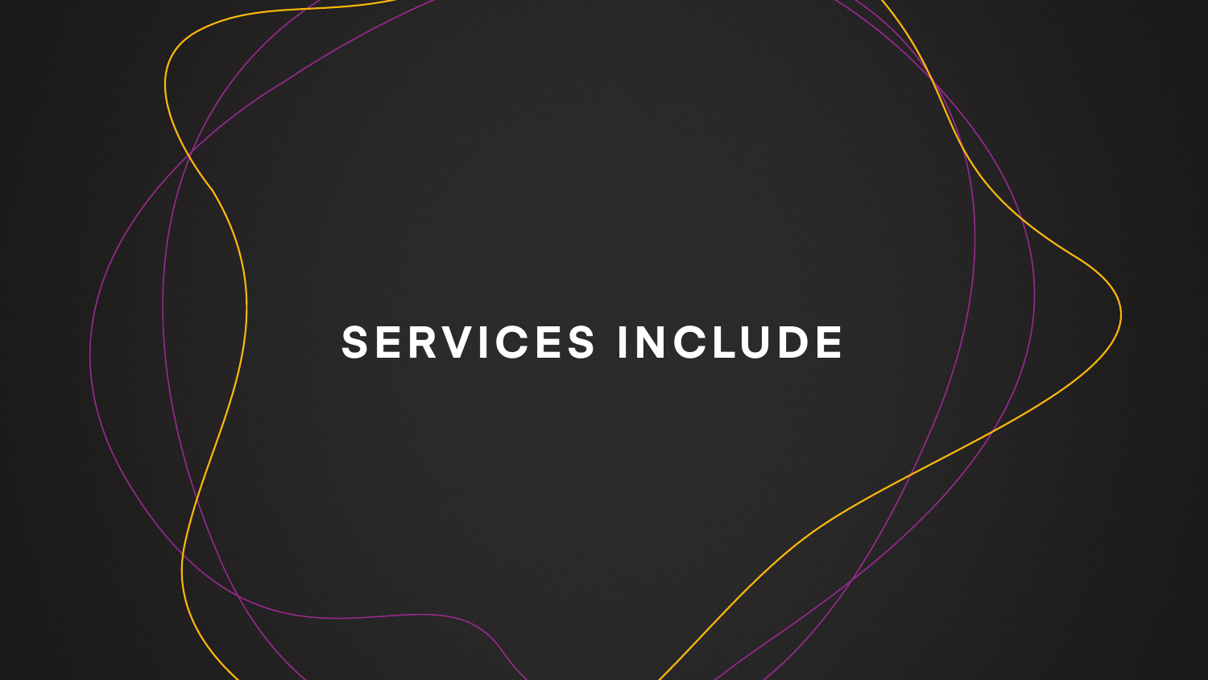# SERVICES INCLUDE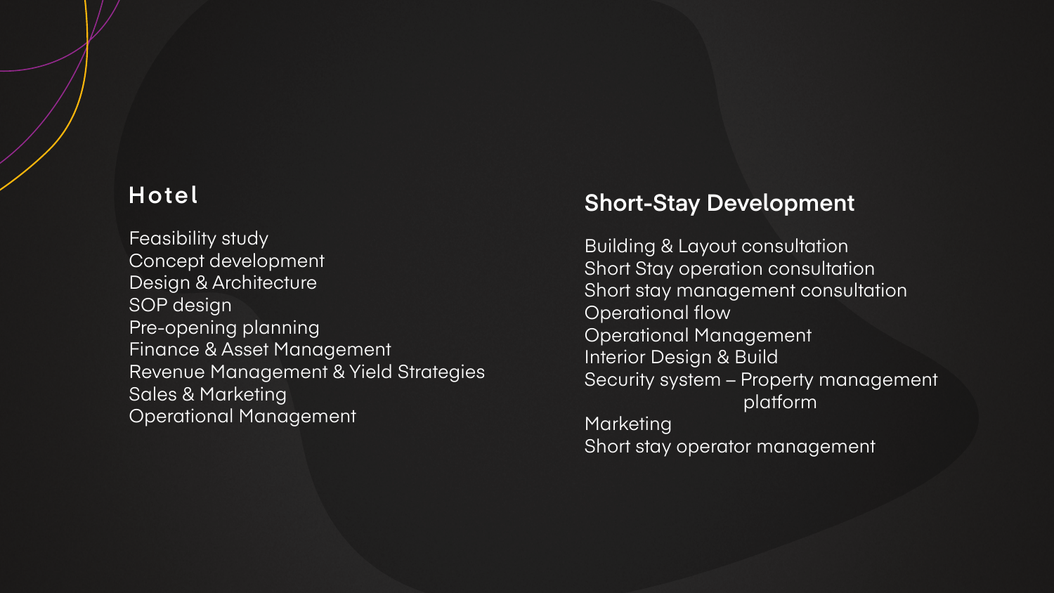## Hotel

Feasibility study
Concept development
Design & Architecture
SOP design
Pre-opening planning
Finance & Asset Management
Revenue Management & Yield Strategies
Sales & Marketing
Operational Management

## Short-Stay Development

Building & Layout consultation
Short Stay operation consultation
Short stay management consultation
Operational flow
Operational Management
Interior Design & Build
Security system – Property management platform
Marketing
Short stay operator management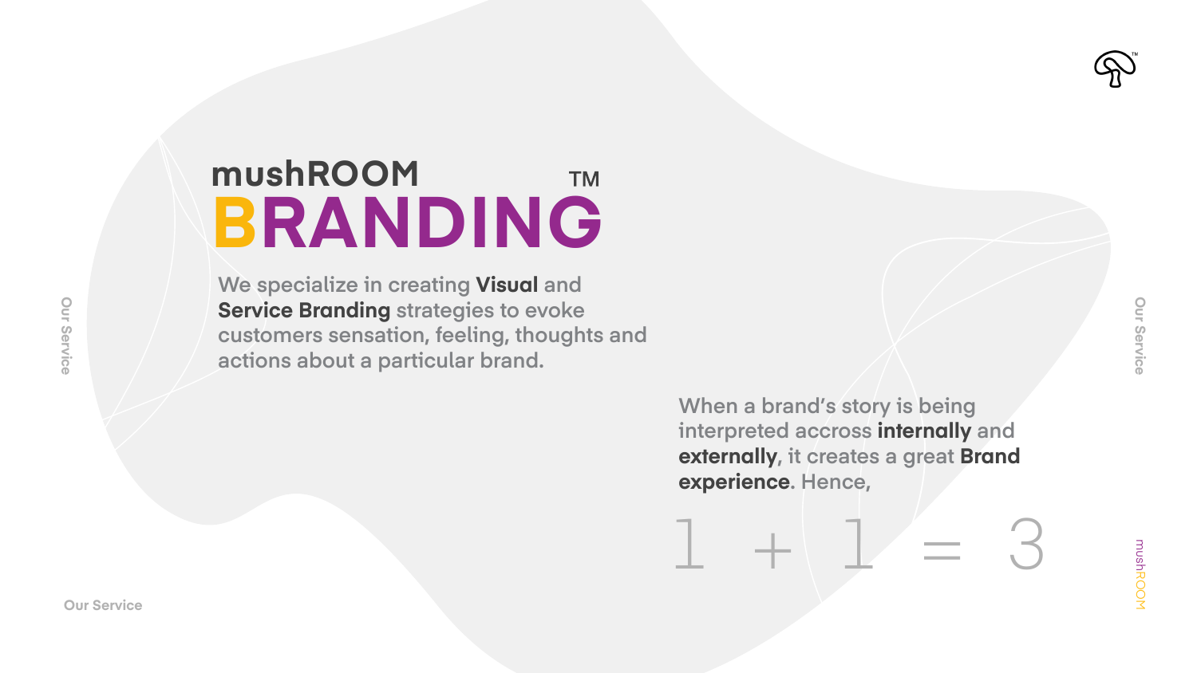# mushROOM BRANDING™

We specialize in creating **Visual** and **Service Branding** strategies to evoke customers sensation, feeling, thoughts and actions about a particular brand.

When a brand's story is being interpreted accross **internally** and **externally**, it creates a great **Brand experience**. Hence,

$$1 + 1 = 3$$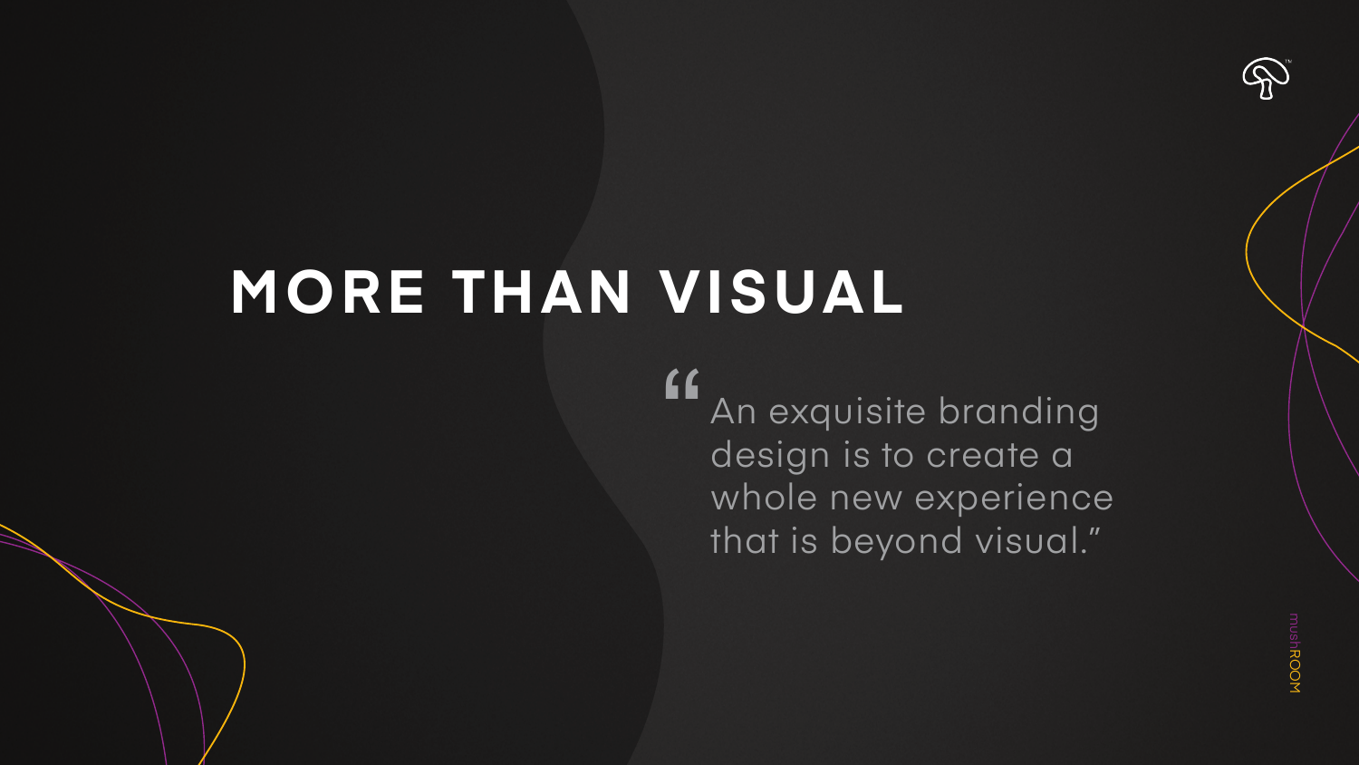# MORE THAN VISUAL

> "An exquisite branding design is to create a whole new experience that is beyond visual."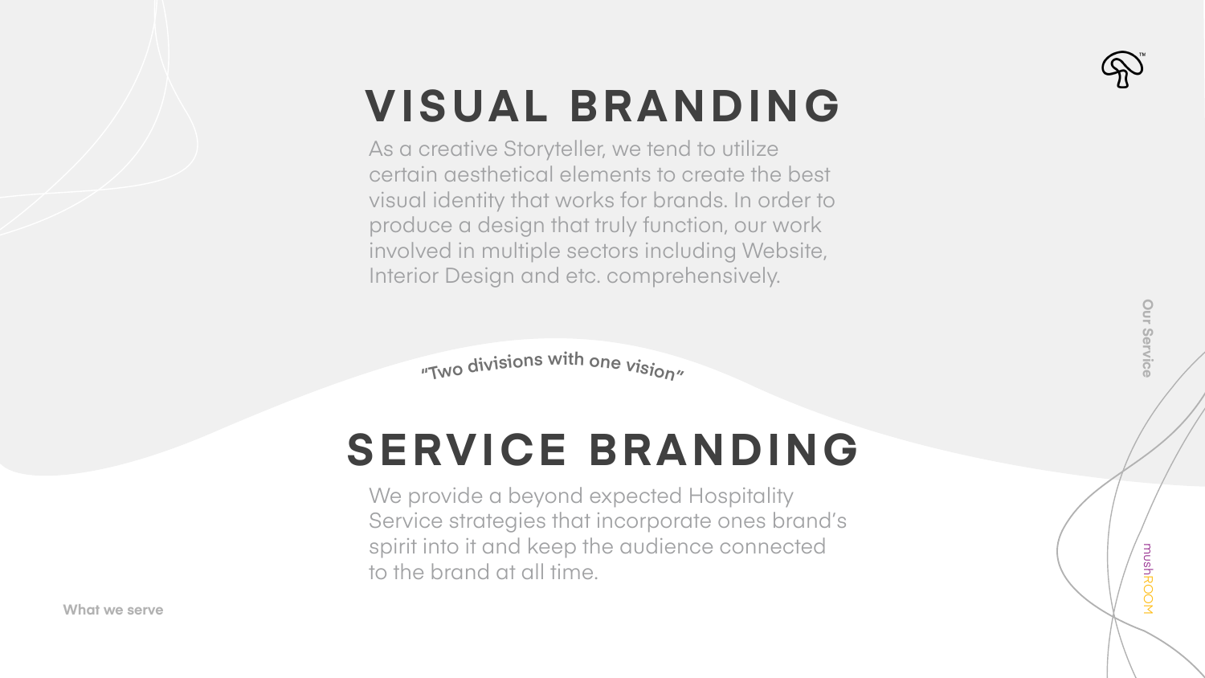# VISUAL BRANDING

As a creative Storyteller, we tend to utilize certain aesthetical elements to create the best visual identity that works for brands. In order to produce a design that truly function, our work involved in multiple sectors including Website, Interior Design and etc. comprehensively.

"Two divisions with one vision"

# SERVICE BRANDING

We provide a beyond expected Hospitality Service strategies that incorporate ones brand's spirit into it and keep the audience connected to the brand at all time.

What we serve

Our Service

mushROOM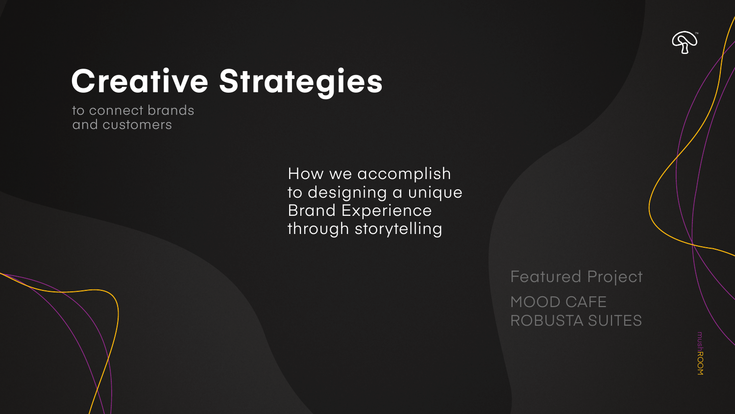# Creative Strategies

to connect brands
and customers

How we accomplish
to designing a unique
Brand Experience
through storytelling

Featured Project

MOOD CAFE
ROBUSTA SUITES

mushROOM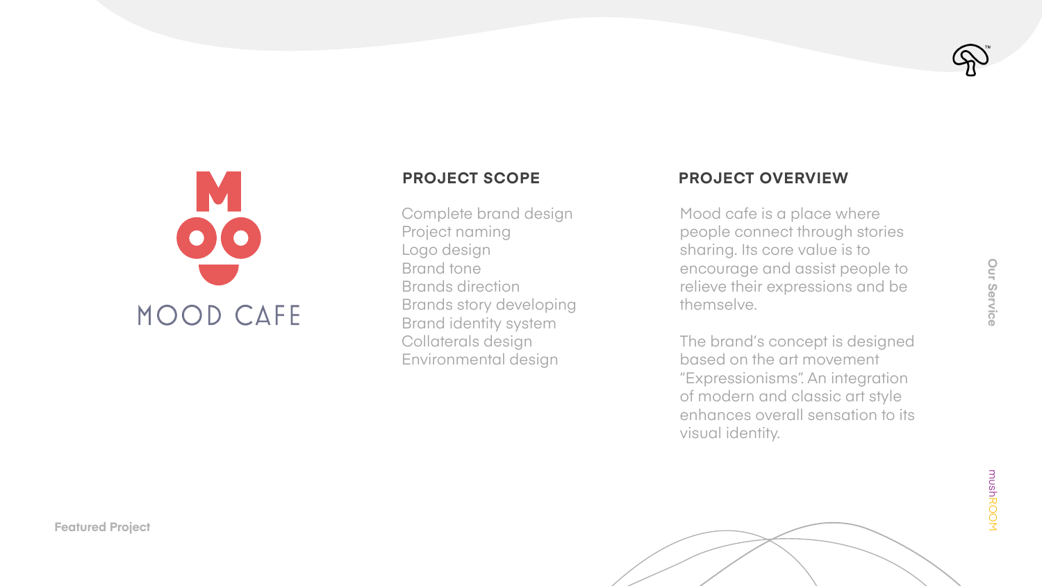MOOD CAFE

## PROJECT SCOPE

Complete brand design
Project naming
Logo design
Brand tone
Brands direction
Brands story developing
Brand identity system
Collaterals design
Environmental design

## PROJECT OVERVIEW

Mood cafe is a place where people connect through stories sharing. Its core value is to encourage and assist people to relieve their expressions and be themselve.

The brand's concept is designed based on the art movement "Expressionisms". An integration of modern and classic art style enhances overall sensation to its visual identity.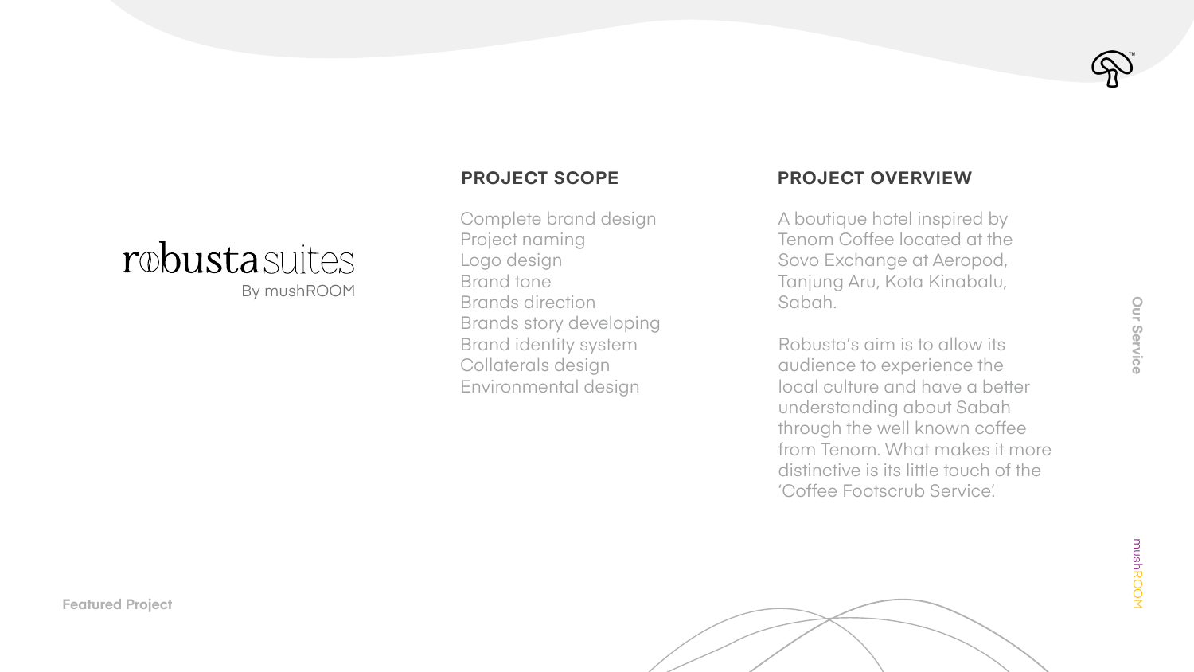robusta suites

By mushROOM

## PROJECT SCOPE

Complete brand design
Project naming
Logo design
Brand tone
Brands direction
Brands story developing
Brand identity system
Collaterals design
Environmental design

## PROJECT OVERVIEW

A boutique hotel inspired by Tenom Coffee located at the Sovo Exchange at Aeropod, Tanjung Aru, Kota Kinabalu, Sabah.

Robusta's aim is to allow its audience to experience the local culture and have a better understanding about Sabah through the well known coffee from Tenom. What makes it more distinctive is its little touch of the 'Coffee Footscrub Service'.

Featured Project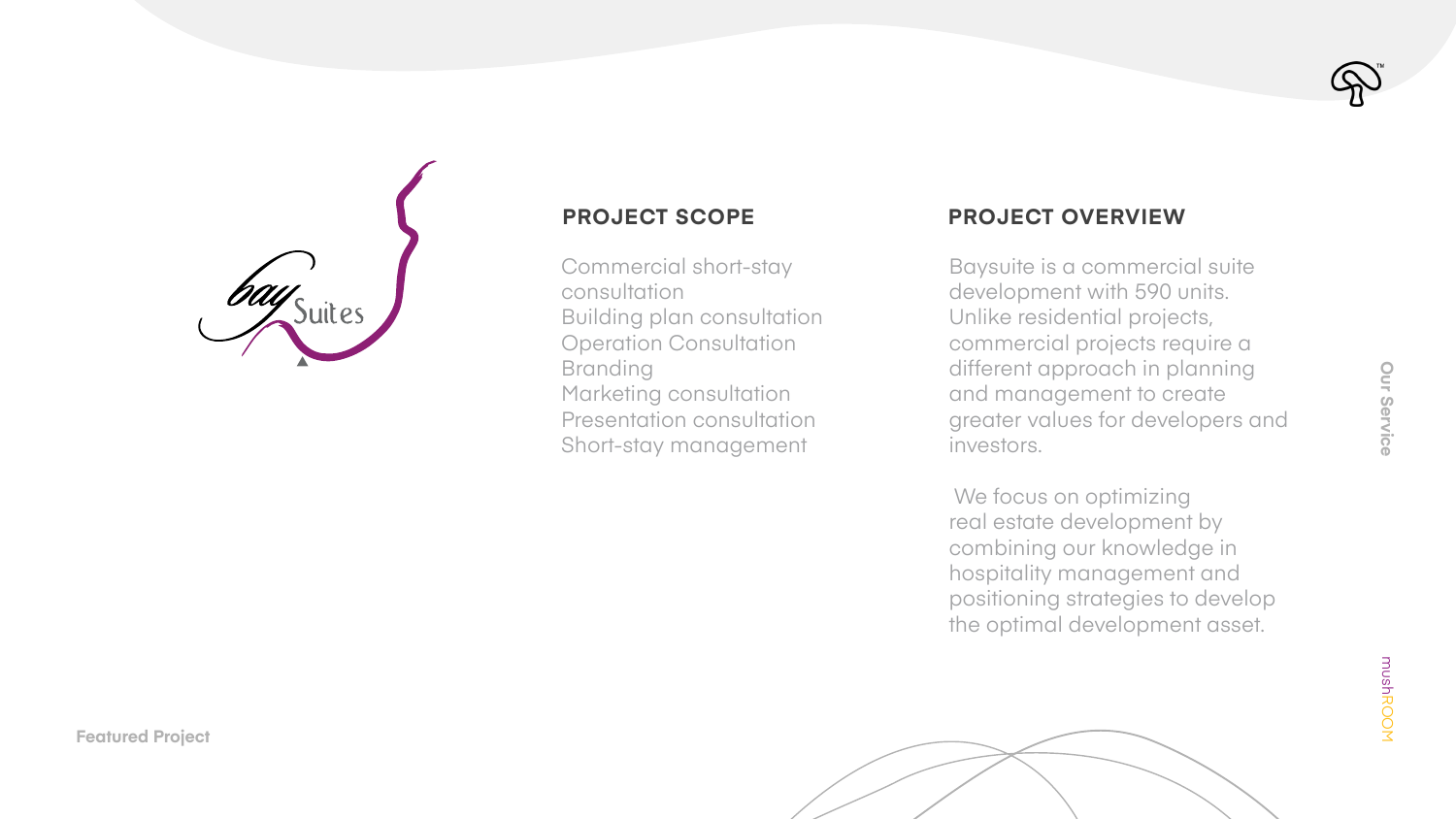bay Suites

## PROJECT SCOPE

Commercial short-stay consultation
Building plan consultation
Operation Consultation
Branding
Marketing consultation
Presentation consultation
Short-stay management

## PROJECT OVERVIEW

Baysuite is a commercial suite development with 590 units. Unlike residential projects, commercial projects require a different approach in planning and management to create greater values for developers and investors.

We focus on optimizing real estate development by combining our knowledge in hospitality management and positioning strategies to develop the optimal development asset.

**Featured Project**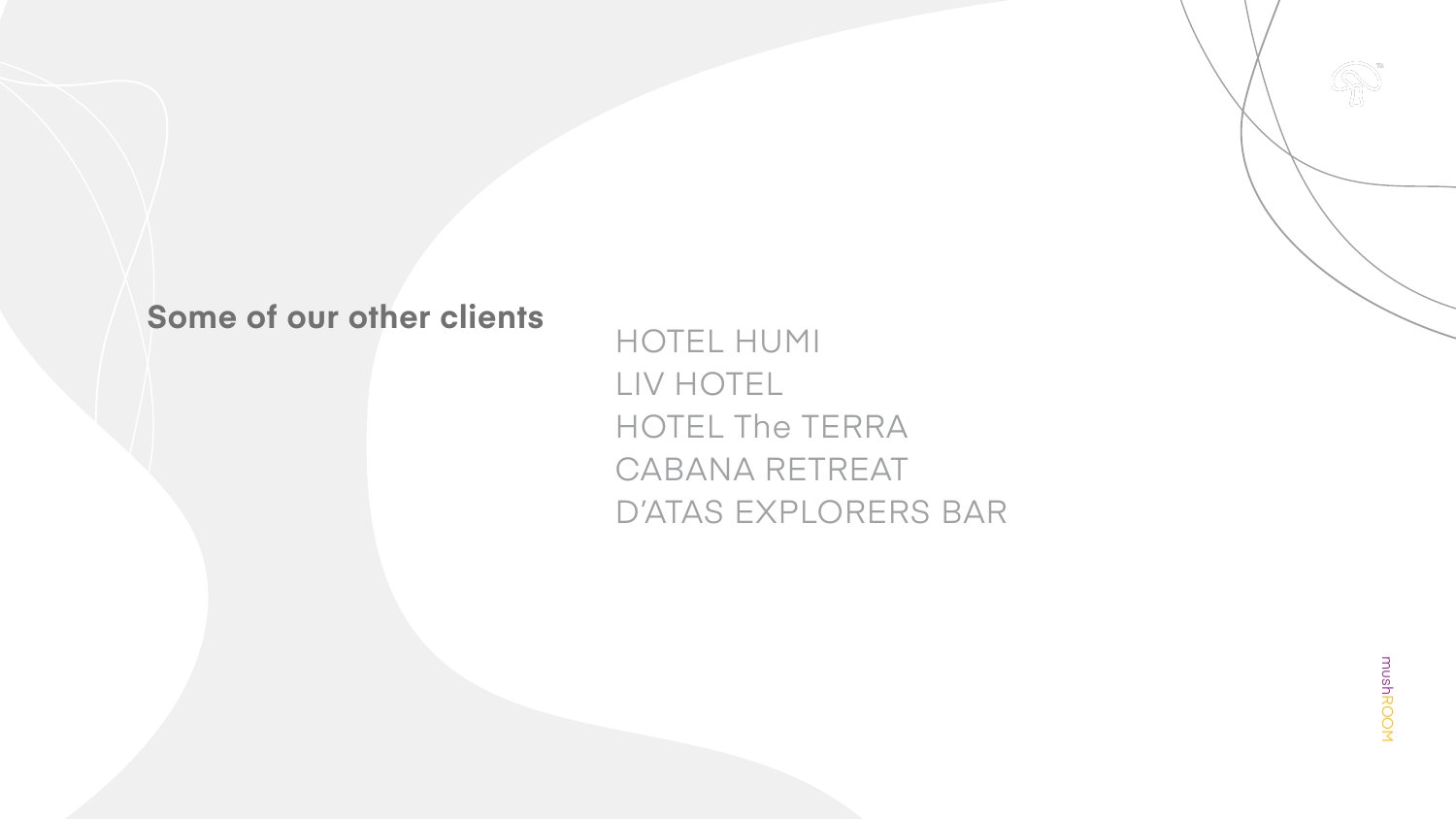## Some of our other clients

HOTEL HUMI
LIV HOTEL
HOTEL The TERRA
CABANA RETREAT
D’ATAS EXPLORERS BAR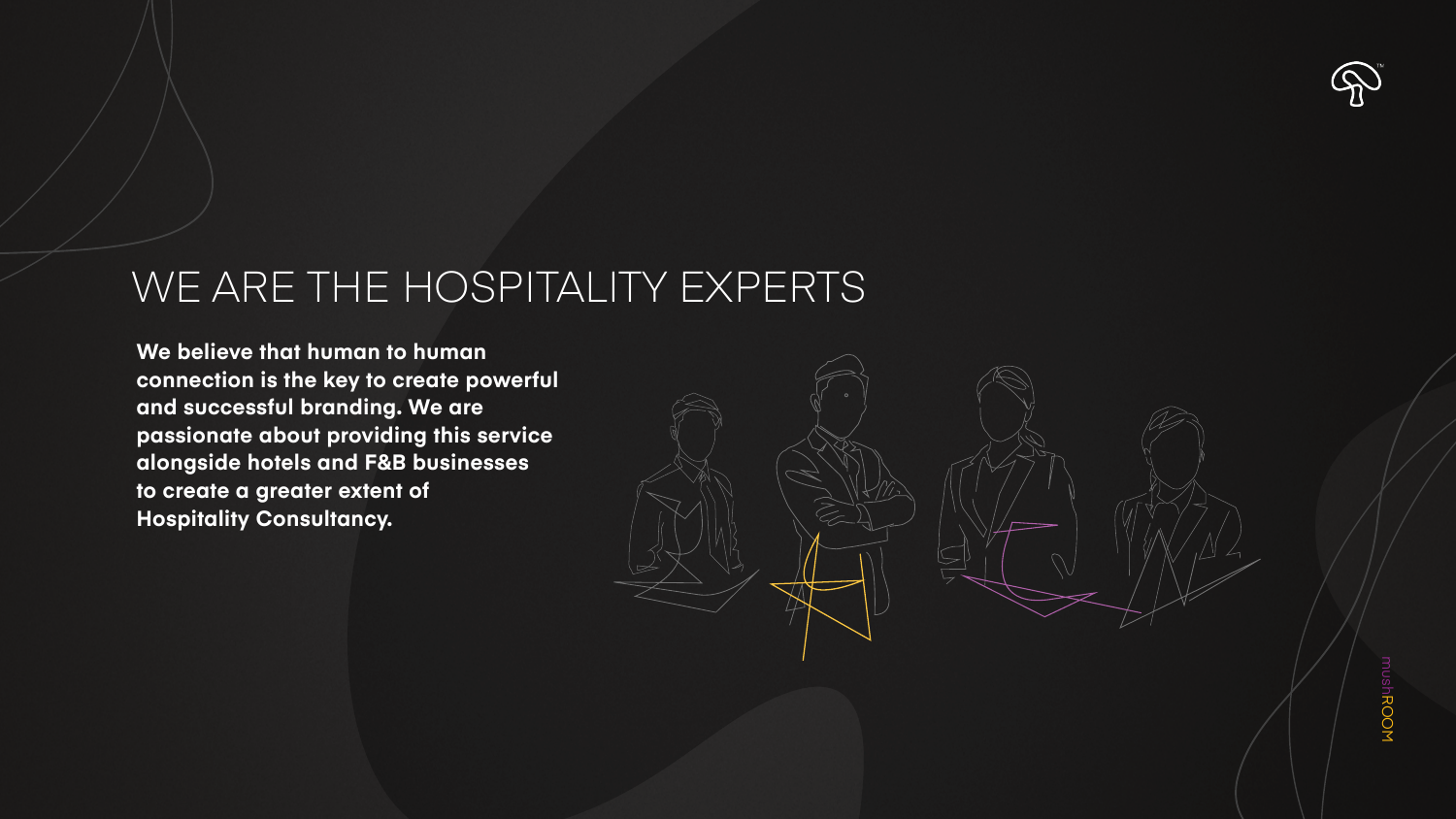# WE ARE THE HOSPITALITY EXPERTS

**We believe that human to human connection is the key to create powerful and successful branding. We are passionate about providing this service alongside hotels and F&B businesses to create a greater extent of Hospitality Consultancy.**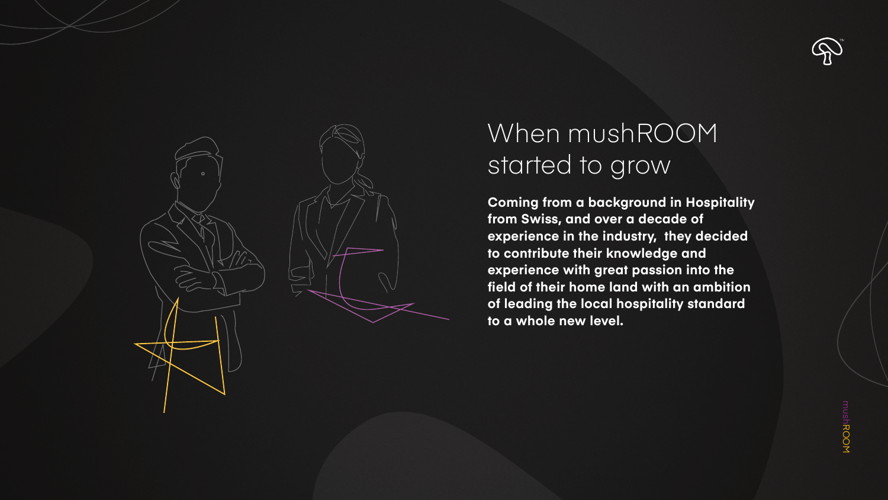# When mushROOM started to grow

**Coming from a background in Hospitality from Swiss, and over a decade of experience in the industry, they decided to contribute their knowledge and experience with great passion into the field of their home land with an ambition of leading the local hospitality standard to a whole new level.**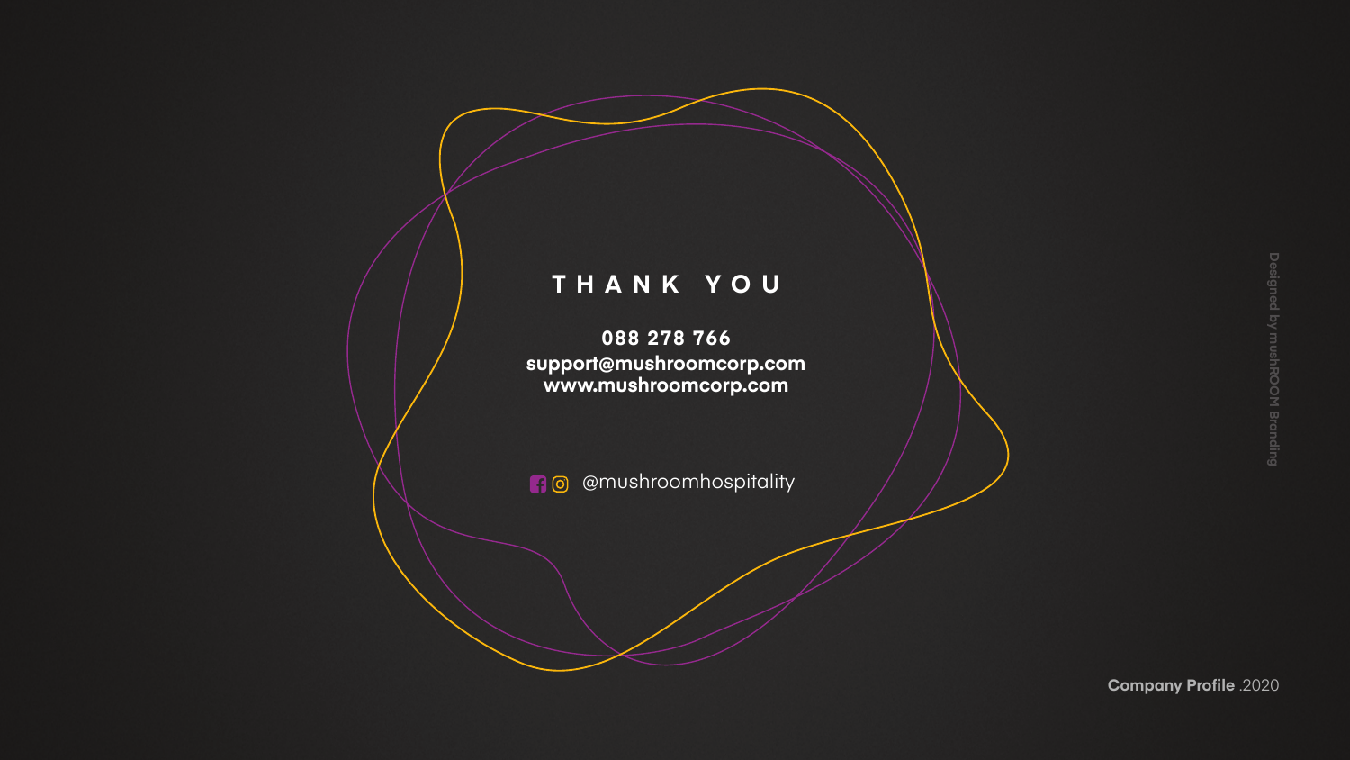# THANK YOU

**088 278 766**
**support@mushroomcorp.com**
**www.mushroomcorp.com**

@mushroomhospitality

Designed by mushROOM Branding

**Company Profile** .2020